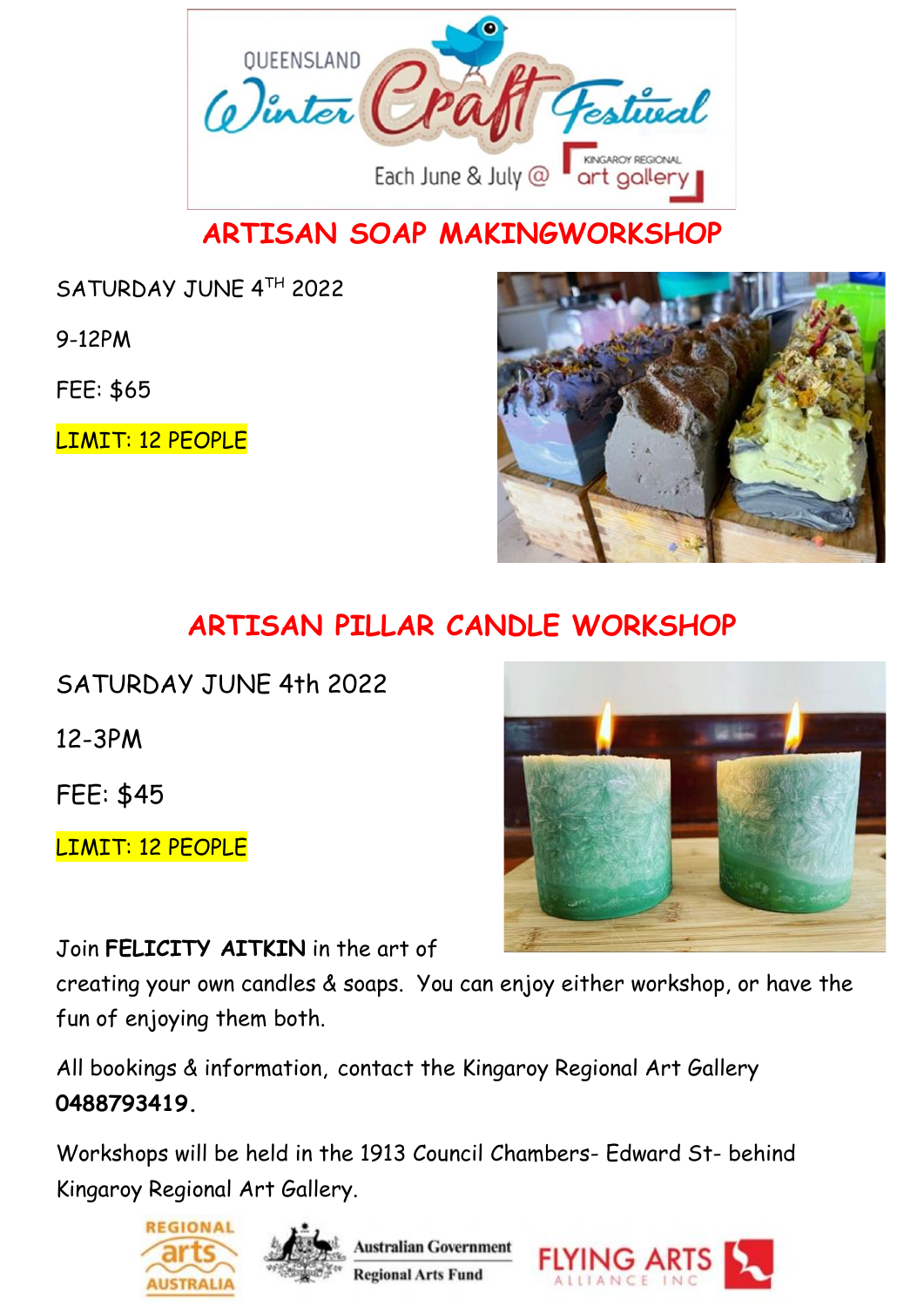QUEENSLAND Winter Craft Festival

Each June & July @ KINGAROY REGIONAL art gallery

# ARTISAN SOAP MAKINGWORKSHOP

SATURDAY JUNE 4TH 2022

9-12PM

FEE: $65

LIMIT: 12 PEOPLE

# ARTISAN PILLAR CANDLE WORKSHOP

SATURDAY JUNE 4th 2022

12-3PM

FEE: $45

LIMIT: 12 PEOPLE

Join **FELICITY AITKIN** in the art of creating your own candles & soaps. You can enjoy either workshop, or have the fun of enjoying them both.

All bookings & information, contact the Kingaroy Regional Art Gallery **0488793419.**

Workshops will be held in the 1913 Council Chambers- Edward St- behind Kingaroy Regional Art Gallery.

REGIONAL arts AUSTRALIA | Australian Government Regional Arts Fund | FLYING ARTS ALLIANCE INC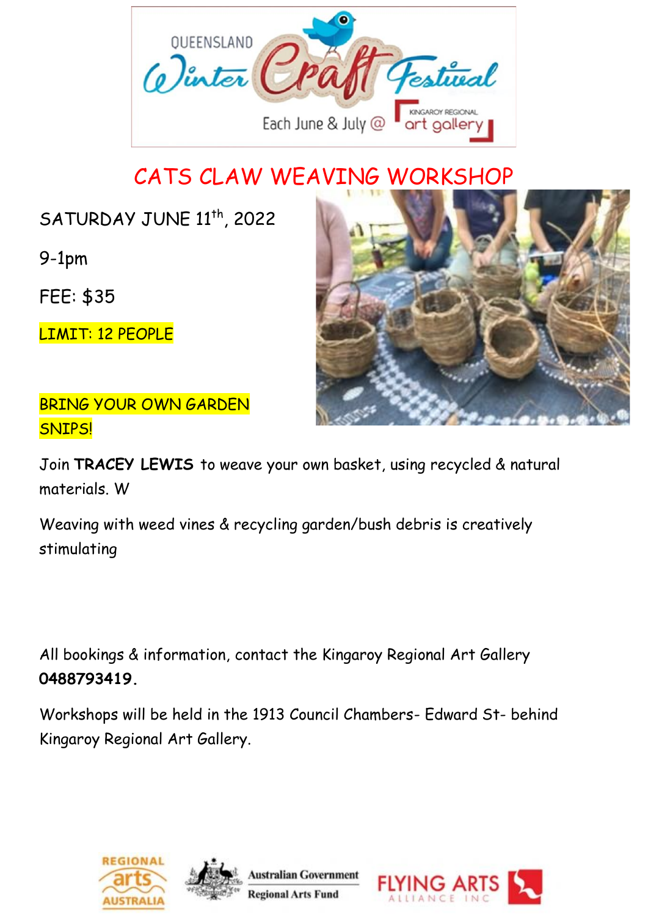QUEENSLAND Winter Craft Festival

Each June & July @ Kingaroy Regional art gallery

# CATS CLAW WEAVING WORKSHOP

SATURDAY JUNE 11th, 2022

9-1pm

FEE: $35

LIMIT: 12 PEOPLE

BRING YOUR OWN GARDEN SNIPS!

Join **TRACEY LEWIS** to weave your own basket, using recycled & natural materials. W

Weaving with weed vines & recycling garden/bush debris is creatively stimulating

All bookings & information, contact the Kingaroy Regional Art Gallery **0488793419.**

Workshops will be held in the 1913 Council Chambers- Edward St- behind Kingaroy Regional Art Gallery.

REGIONAL arts AUSTRALIA | Australian Government Regional Arts Fund | FLYING ARTS ALLIANCE INC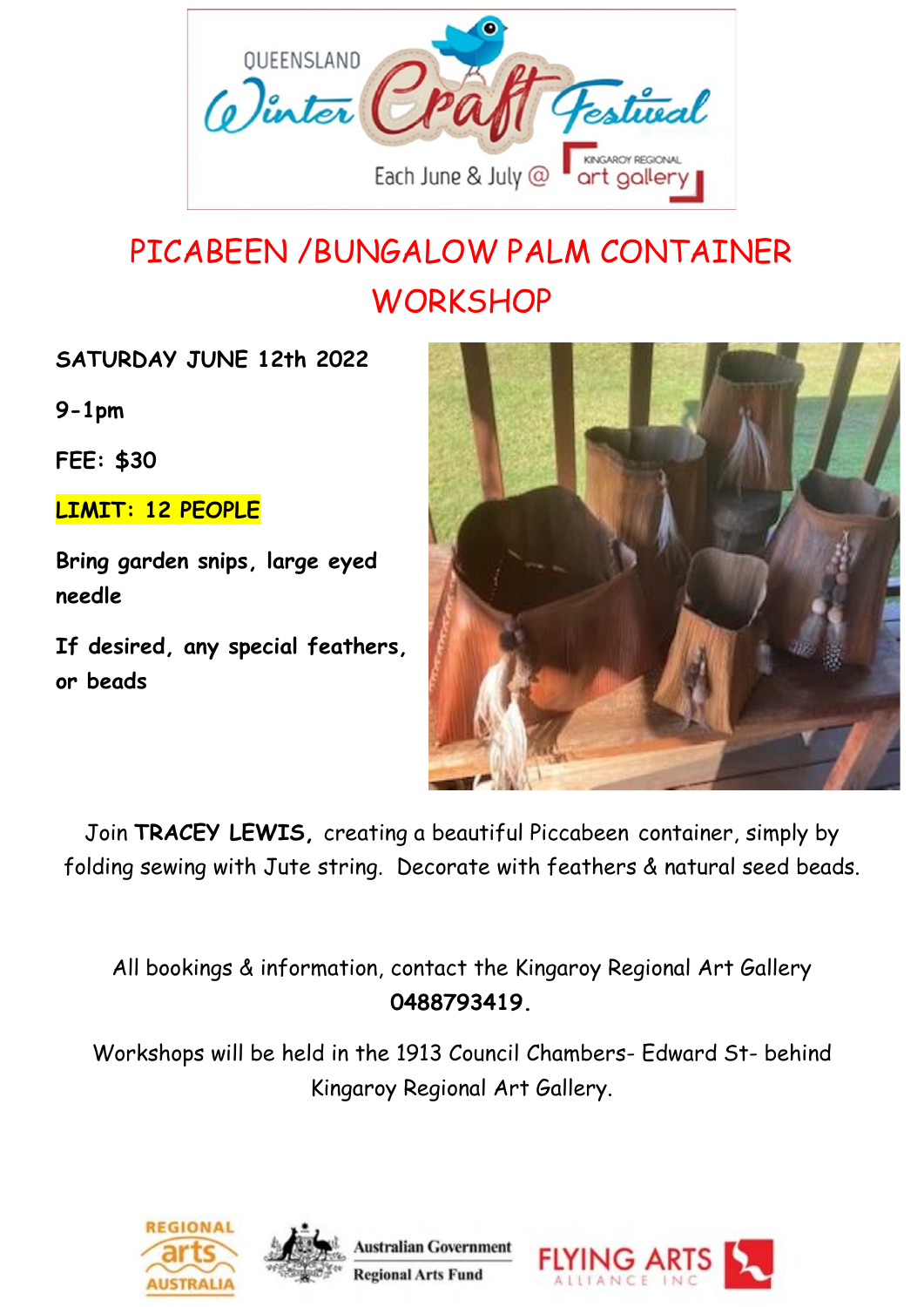QUEENSLAND Winter Craft Festival

Each June & July @ Kingaroy Regional art gallery

# PICABEEN /BUNGALOW PALM CONTAINER WORKSHOP

**SATURDAY JUNE 12th 2022**

**9-1pm**

**FEE: $30**

**LIMIT: 12 PEOPLE**

**Bring garden snips, large eyed needle**

**If desired, any special feathers, or beads**

Join **TRACEY LEWIS,** creating a beautiful Piccabeen container, simply by folding sewing with Jute string. Decorate with feathers & natural seed beads.

All bookings & information, contact the Kingaroy Regional Art Gallery **0488793419.**

Workshops will be held in the 1913 Council Chambers- Edward St- behind Kingaroy Regional Art Gallery.

Regional Arts Australia | Australian Government Regional Arts Fund | Flying Arts Alliance Inc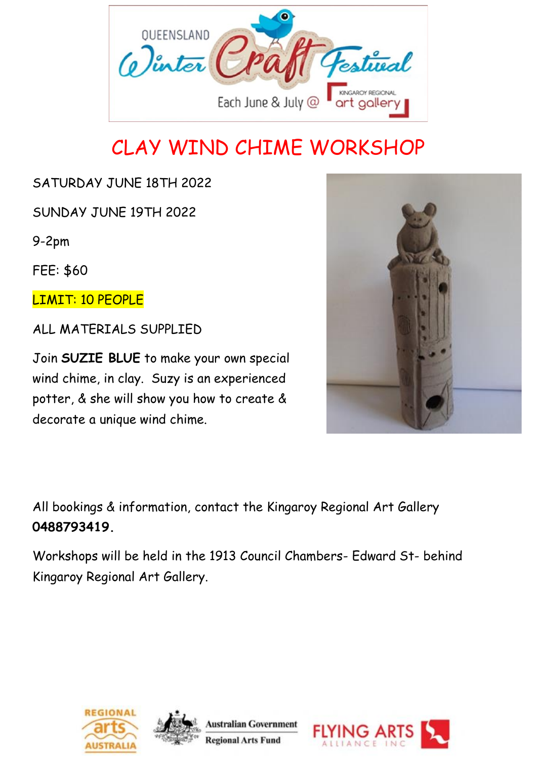QUEENSLAND Winter Craft Festival

Each June & July @ KINGAROY REGIONAL art gallery

# CLAY WIND CHIME WORKSHOP

SATURDAY JUNE 18TH 2022

SUNDAY JUNE 19TH 2022

9-2pm

FEE: $60

LIMIT: 10 PEOPLE

ALL MATERIALS SUPPLIED

Join **SUZIE BLUE** to make your own special wind chime, in clay. Suzy is an experienced potter, & she will show you how to create & decorate a unique wind chime.

All bookings & information, contact the Kingaroy Regional Art Gallery **0488793419.**

Workshops will be held in the 1913 Council Chambers- Edward St- behind Kingaroy Regional Art Gallery.

REGIONAL arts AUSTRALIA | Australian Government Regional Arts Fund | FLYING ARTS ALLIANCE INC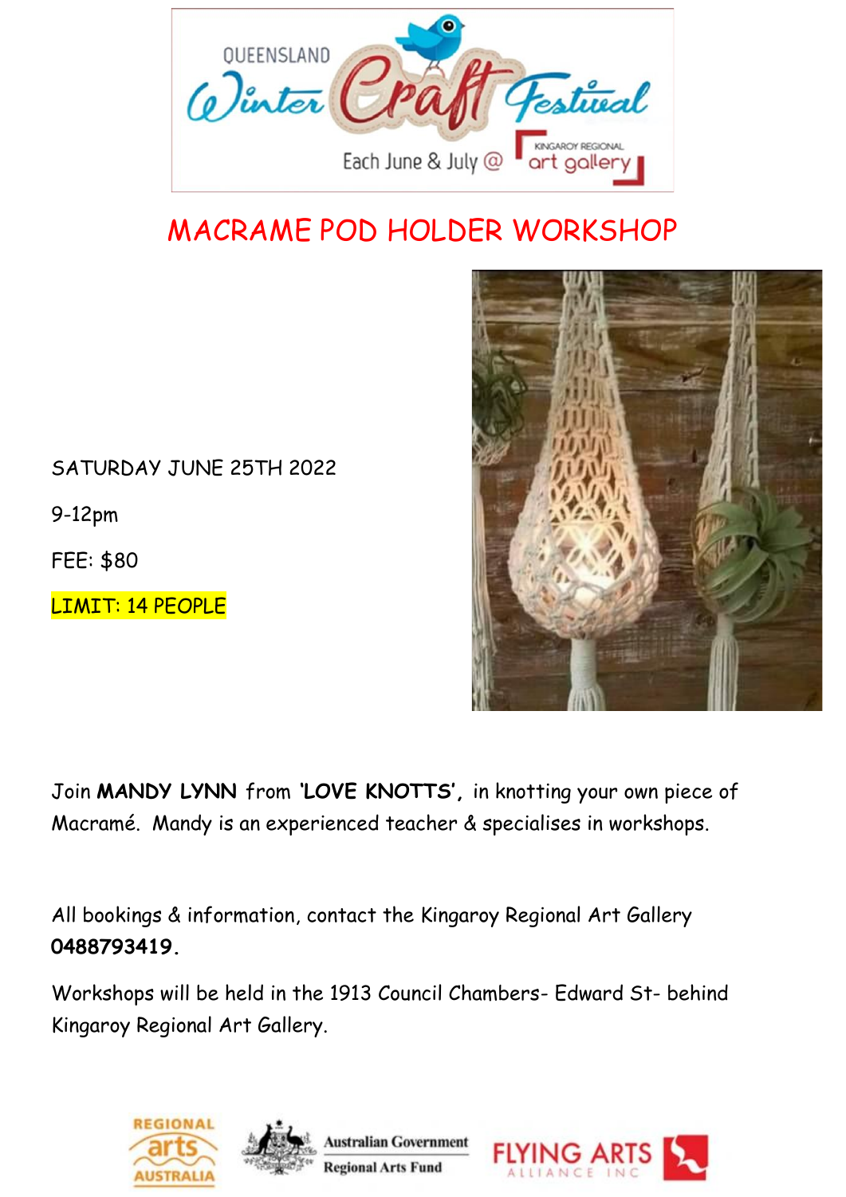QUEENSLAND Winter Craft Festival

Each June & July @ Kingaroy Regional art gallery

# MACRAME POD HOLDER WORKSHOP

SATURDAY JUNE 25TH 2022

9-12pm

FEE: $80

LIMIT: 14 PEOPLE

Join **MANDY LYNN** from **'LOVE KNOTTS'**, in knotting your own piece of Macramé. Mandy is an experienced teacher & specialises in workshops.

All bookings & information, contact the Kingaroy Regional Art Gallery **0488793419**.

Workshops will be held in the 1913 Council Chambers- Edward St- behind Kingaroy Regional Art Gallery.

Regional Arts Australia | Australian Government Regional Arts Fund | Flying Arts Alliance Inc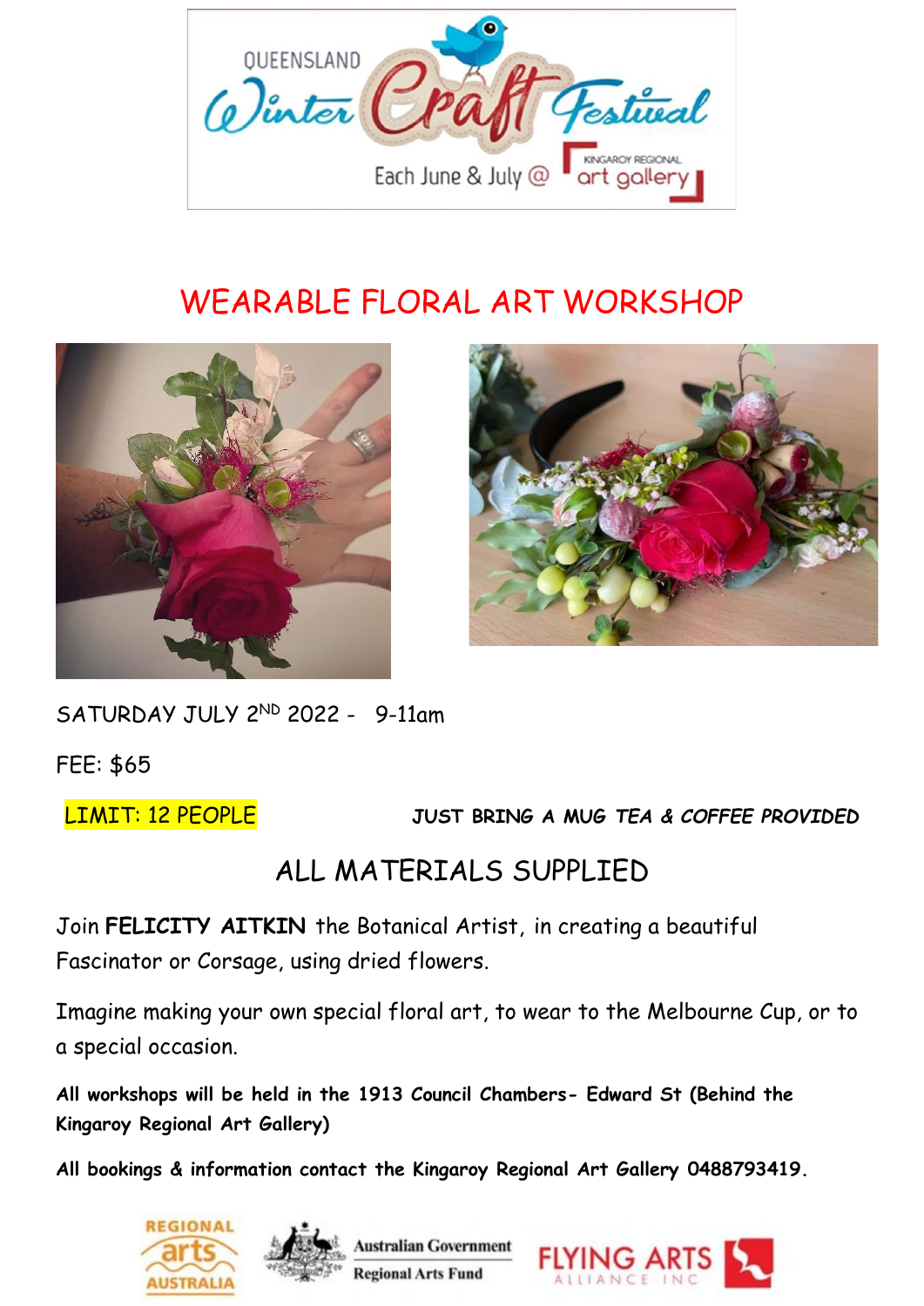QUEENSLAND Winter Craft Festival

Each June & July @ KINGAROY REGIONAL art gallery

# WEARABLE FLORAL ART WORKSHOP

SATURDAY JULY 2ND 2022 - 9-11am

FEE: $65

LIMIT: 12 PEOPLE

***JUST BRING A MUG TEA & COFFEE PROVIDED***

## ALL MATERIALS SUPPLIED

Join **FELICITY AITKIN** the Botanical Artist, in creating a beautiful Fascinator or Corsage, using dried flowers.

Imagine making your own special floral art, to wear to the Melbourne Cup, or to a special occasion.

**All workshops will be held in the 1913 Council Chambers- Edward St (Behind the Kingaroy Regional Art Gallery)**

**All bookings & information contact the Kingaroy Regional Art Gallery 0488793419.**

REGIONAL arts AUSTRALIA | Australian Government Regional Arts Fund | FLYING ARTS ALLIANCE INC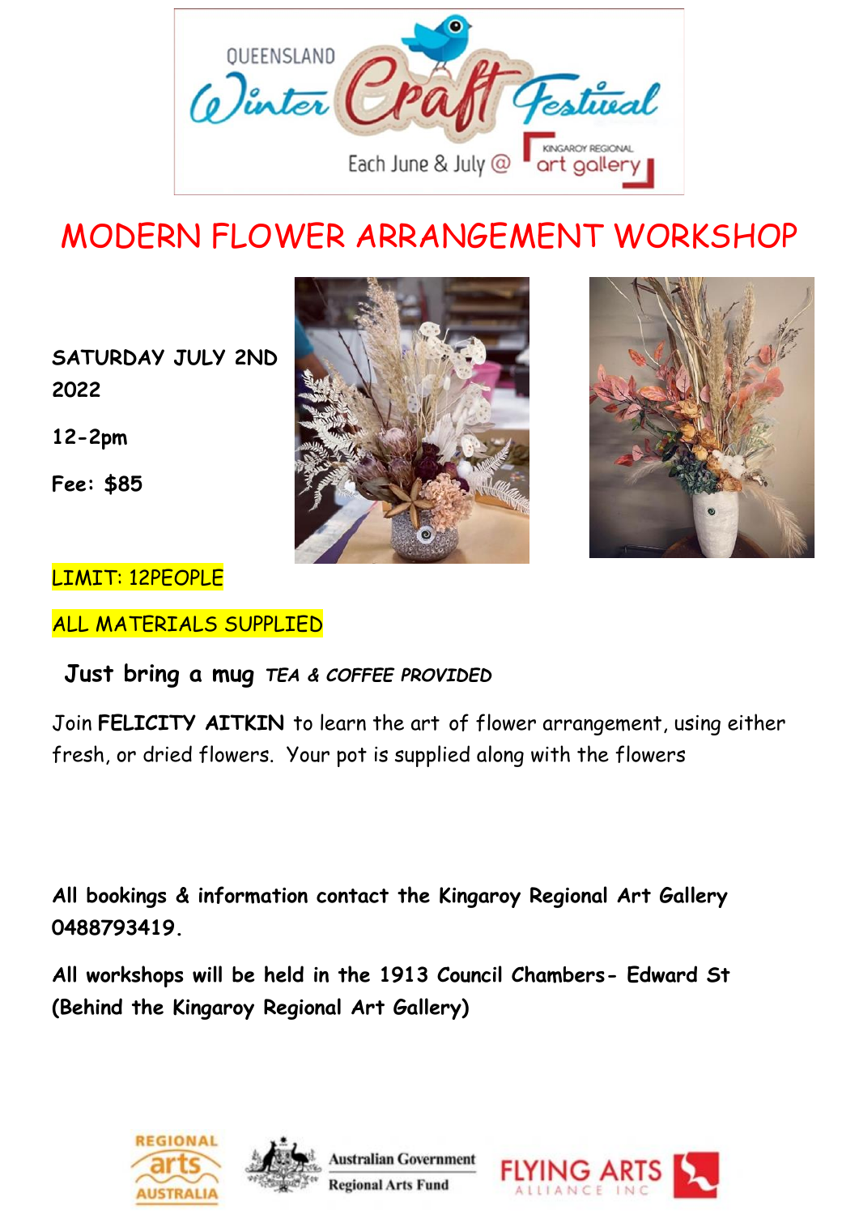QUEENSLAND Winter Craft Festival

Each June & July @ Kingaroy Regional art gallery

# MODERN FLOWER ARRANGEMENT WORKSHOP

**SATURDAY JULY 2ND 2022**

**12-2pm**

**Fee: $85**

LIMIT: 12PEOPLE

ALL MATERIALS SUPPLIED

**Just bring a mug** ***TEA & COFFEE PROVIDED***

Join **FELICITY AITKIN** to learn the art of flower arrangement, using either fresh, or dried flowers. Your pot is supplied along with the flowers

**All bookings & information contact the Kingaroy Regional Art Gallery 0488793419.**

**All workshops will be held in the 1913 Council Chambers- Edward St (Behind the Kingaroy Regional Art Gallery)**

REGIONAL arts AUSTRALIA | Australian Government Regional Arts Fund | FLYING ARTS ALLIANCE INC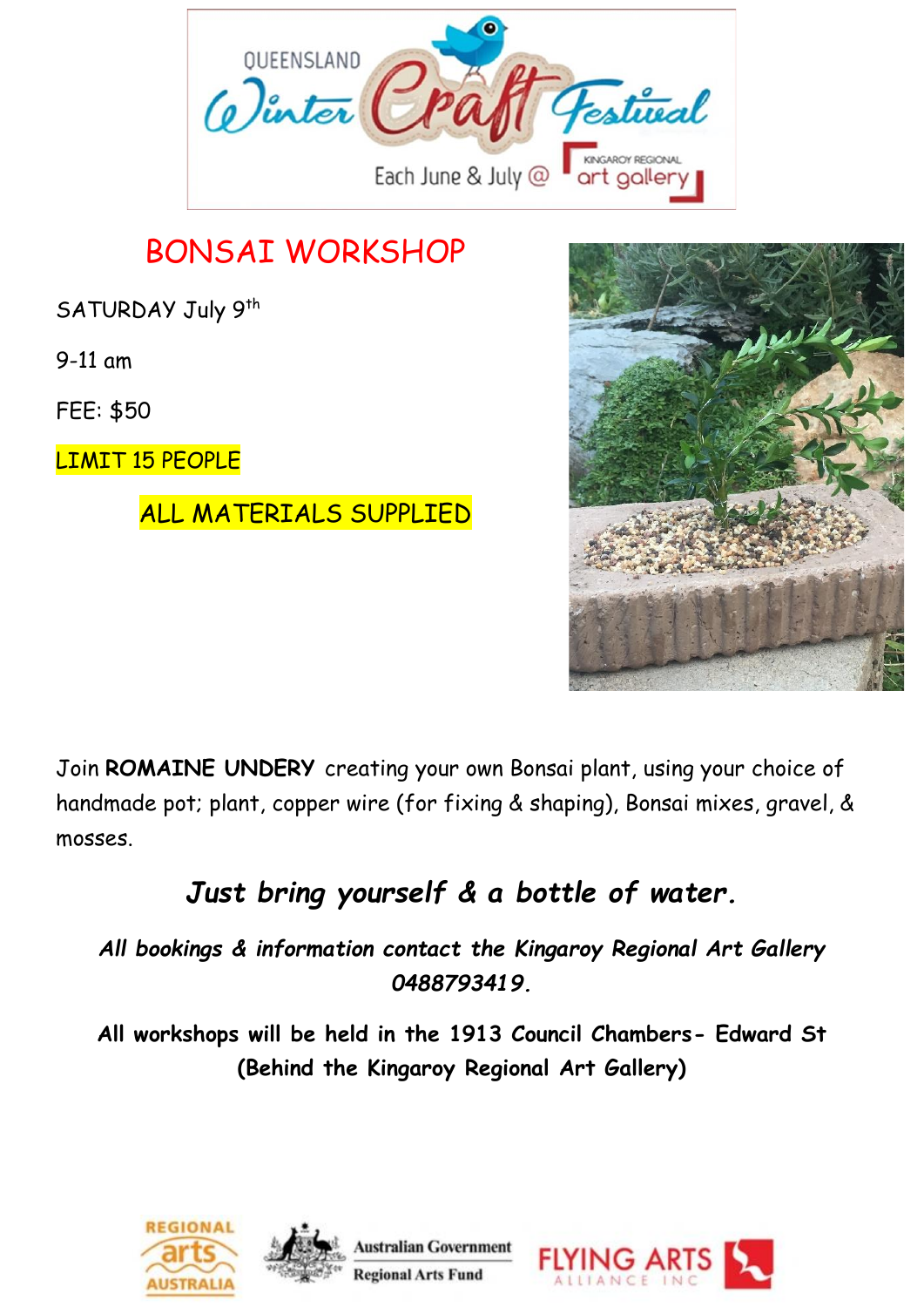QUEENSLAND Winter Craft Festival

Each June & July @ Kingaroy Regional art gallery

# BONSAI WORKSHOP

SATURDAY July 9th

9-11 am

FEE: $50

LIMIT 15 PEOPLE

ALL MATERIALS SUPPLIED

Join **ROMAINE UNDERY** creating your own Bonsai plant, using your choice of handmade pot; plant, copper wire (for fixing & shaping), Bonsai mixes, gravel, & mosses.

***Just bring yourself & a bottle of water.***

***All bookings & information contact the Kingaroy Regional Art Gallery 0488793419.***

**All workshops will be held in the 1913 Council Chambers- Edward St (Behind the Kingaroy Regional Art Gallery)**

Regional Arts Australia | Australian Government Regional Arts Fund | Flying Arts Alliance Inc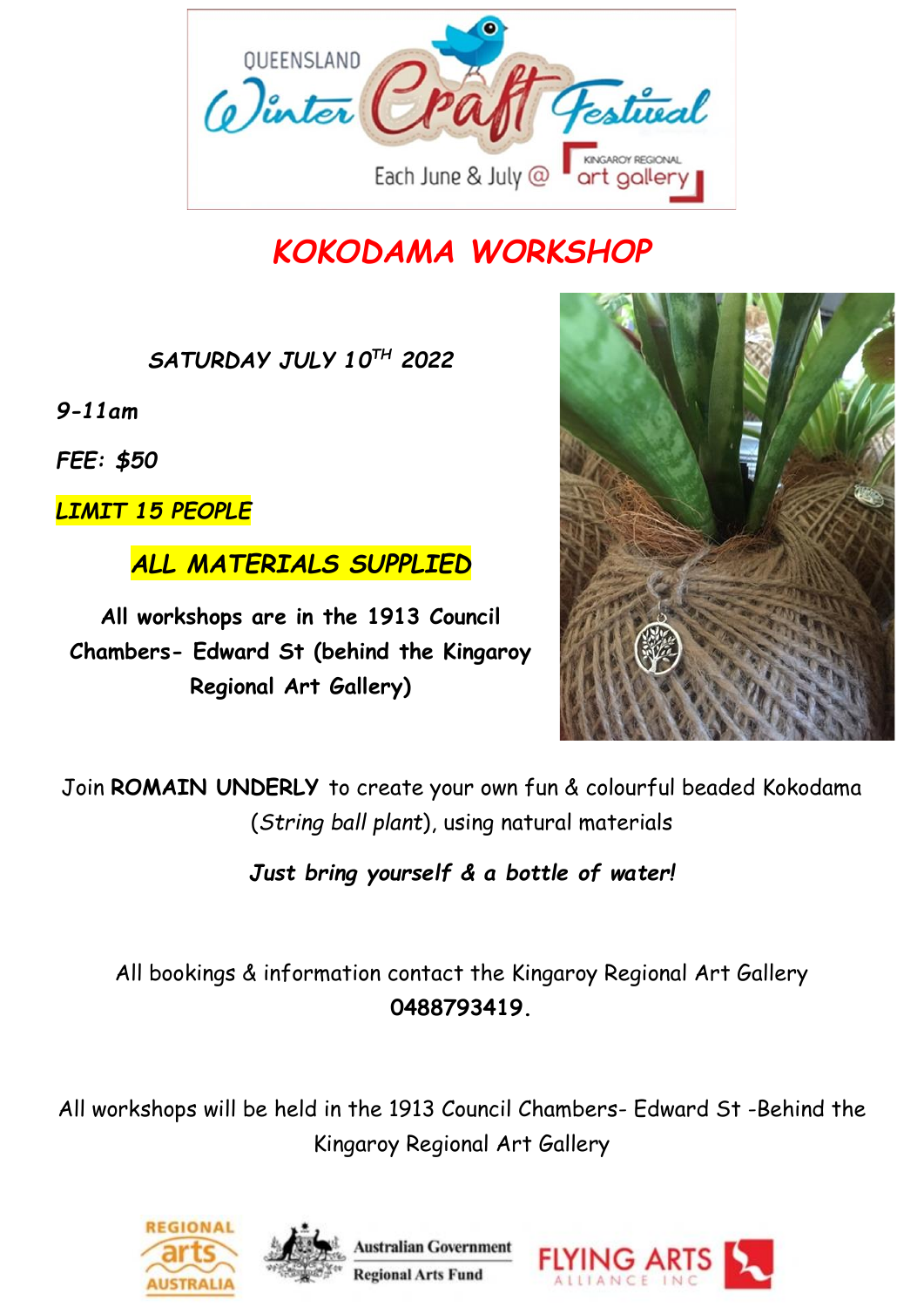QUEENSLAND Winter Craft Festival

Each June & July @ Kingaroy Regional art gallery

# *KOKODAMA WORKSHOP*

*SATURDAY JULY 10TH 2022*

*9-11am*

*FEE: $50*

*LIMIT 15 PEOPLE*

***ALL MATERIALS SUPPLIED***

**All workshops are in the 1913 Council Chambers- Edward St (behind the Kingaroy Regional Art Gallery)**

Join **ROMAIN UNDERLY** to create your own fun & colourful beaded Kokodama (*String ball plant*), using natural materials

***Just bring yourself & a bottle of water!***

All bookings & information contact the Kingaroy Regional Art Gallery **0488793419.**

All workshops will be held in the 1913 Council Chambers- Edward St -Behind the Kingaroy Regional Art Gallery

REGIONAL arts AUSTRALIA | Australian Government Regional Arts Fund | FLYING ARTS ALLIANCE INC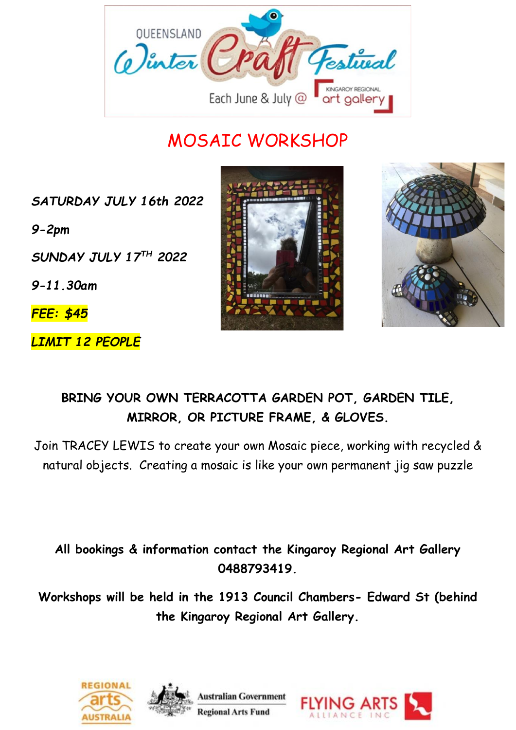QUEENSLAND Winter Craft Festival

Each June & July @ Kingaroy Regional art gallery

# MOSAIC WORKSHOP

*SATURDAY JULY 16th 2022*

*9-2pm*

*SUNDAY JULY 17TH 2022*

*9-11.30am*

*FEE: $45*

*LIMIT 12 PEOPLE*

**BRING YOUR OWN TERRACOTTA GARDEN POT, GARDEN TILE, MIRROR, OR PICTURE FRAME, & GLOVES.**

Join TRACEY LEWIS to create your own Mosaic piece, working with recycled & natural objects. Creating a mosaic is like your own permanent jig saw puzzle

**All bookings & information contact the Kingaroy Regional Art Gallery 0488793419.**

**Workshops will be held in the 1913 Council Chambers- Edward St (behind the Kingaroy Regional Art Gallery.**

Regional Arts Australia | Australian Government Regional Arts Fund | Flying Arts Alliance Inc